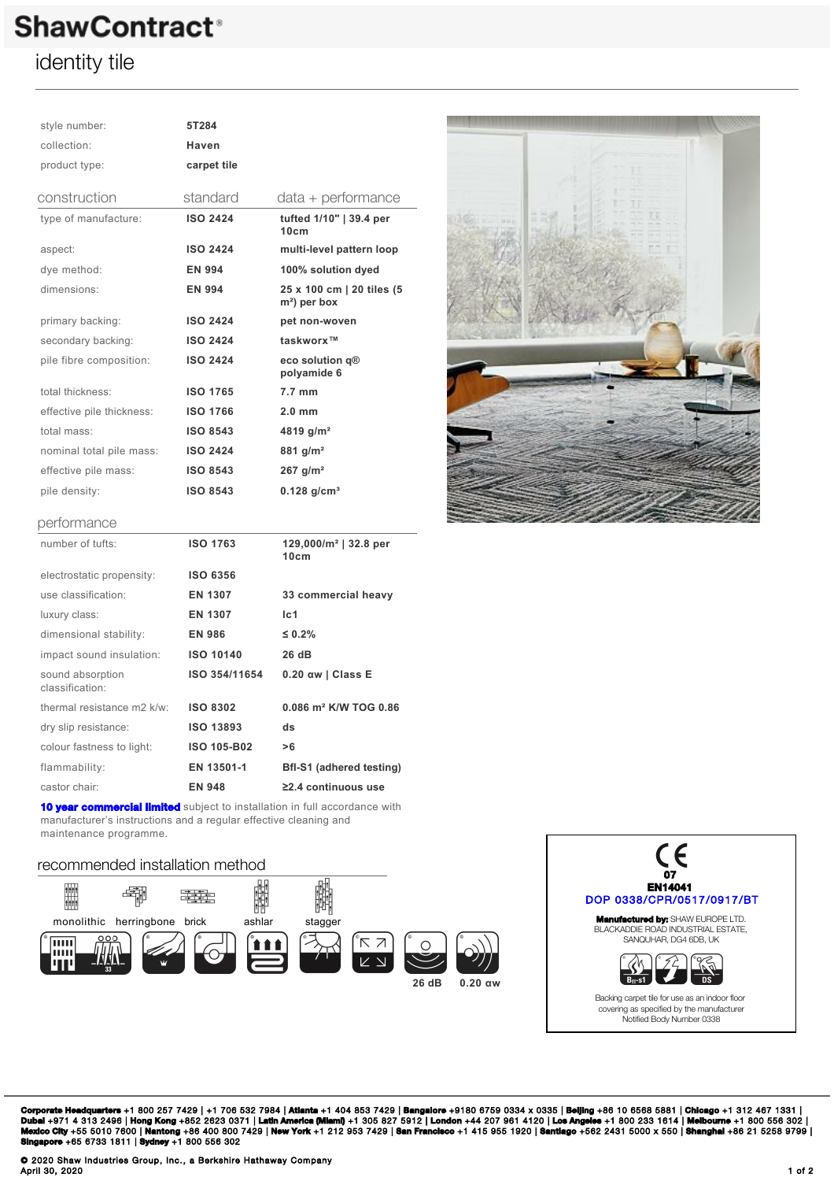# ShawContract®

## identity tile

| | |
|---|---|
| style number: | 5T284 |
| collection: | Haven |
| product type: | carpet tile |

## construction

| construction | standard | data + performance |
|---|---|---|
| type of manufacture: | ISO 2424 | tufted 1/10" \| 39.4 per 10cm |
| aspect: | ISO 2424 | multi-level pattern loop |
| dye method: | EN 994 | 100% solution dyed |
| dimensions: | EN 994 | 25 x 100 cm \| 20 tiles (5 m²) per box |
| primary backing: | ISO 2424 | pet non-woven |
| secondary backing: | ISO 2424 | taskworx™ |
| pile fibre composition: | ISO 2424 | eco solution q® polyamide 6 |
| total thickness: | ISO 1765 | 7.7 mm |
| effective pile thickness: | ISO 1766 | 2.0 mm |
| total mass: | ISO 8543 | 4819 g/m² |
| nominal total pile mass: | ISO 2424 | 881 g/m² |
| effective pile mass: | ISO 8543 | 267 g/m² |
| pile density: | ISO 8543 | 0.128 g/cm³ |

## performance

| performance | | |
|---|---|---|
| number of tufts: | ISO 1763 | 129,000/m² \| 32.8 per 10cm |
| electrostatic propensity: | ISO 6356 | |
| use classification: | EN 1307 | 33 commercial heavy |
| luxury class: | EN 1307 | lc1 |
| dimensional stability: | EN 986 | ≤ 0.2% |
| impact sound insulation: | ISO 10140 | 26 dB |
| sound absorption classification: | ISO 354/11654 | 0.20 αw \| Class E |
| thermal resistance m2 k/w: | ISO 8302 | 0.086 m² K/W TOG 0.86 |
| dry slip resistance: | ISO 13893 | ds |
| colour fastness to light: | ISO 105-B02 | >6 |
| flammability: | EN 13501-1 | Bfl-S1 (adhered testing) |
| castor chair: | EN 948 | ≥2.4 continuous use |

**10 year commercial limited** subject to installation in full accordance with manufacturer's instructions and a regular effective cleaning and maintenance programme.

## recommended installation method

monolithic herringbone brick ashlar stagger

33

26 dB 0.20 αw

CE
07
EN14041
DOP 0338/CPR/0517/0917/BT

**Manufactured by:** SHAW EUROPE LTD. BLACKADDIE ROAD INDUSTRIAL ESTATE, SANQUHAR, DG4 6DB, UK

Bfl-s1 DS

Backing carpet tile for use as an indoor floor covering as specified by the manufacturer
Notified Body Number 0338

**Corporate Headquarters** +1 800 257 7429 | +1 706 532 7984 | **Atlanta** +1 404 853 7429 | **Bangalore** +9180 6759 0334 x 0335 | **Beijing** +86 10 6568 5881 | **Chicago** +1 312 467 1331 | **Dubai** +971 4 313 2496 | **Hong Kong** +852 2623 0371 | **Latin America (Miami)** +1 305 827 5912 | **London** +44 207 961 4120 | **Los Angeles** +1 800 233 1614 | **Melbourne** +1 800 556 302 | **Mexico City** +55 5010 7600 | **Nantong** +86 400 800 7429 | **New York** +1 212 953 7429 | **San Francisco** +1 415 955 1920 | **Santiago** +562 2431 5000 x 550 | **Shanghai** +86 21 5258 9799 | **Singapore** +65 6733 1811 | **Sydney** +1 800 556 302

© 2020 Shaw Industries Group, Inc., a Berkshire Hathaway Company
April 30, 2020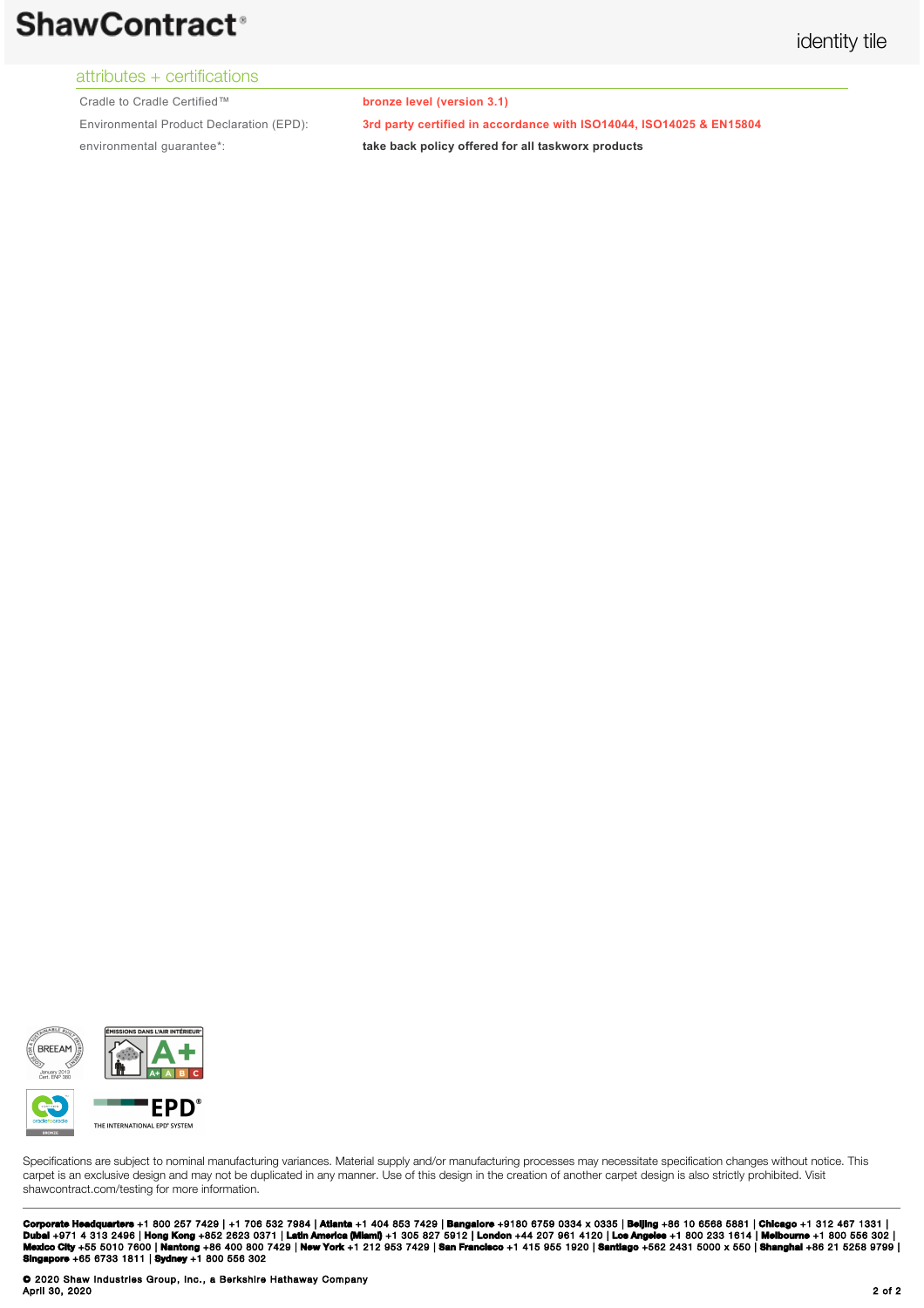## attributes + certifications

| | |
|---|---|
| Cradle to Cradle Certified™ | **bronze level (version 3.1)** |
| Environmental Product Declaration (EPD): | **3rd party certified in accordance with ISO14044, ISO14025 & EN15804** |
| environmental guarantee*: | **take back policy offered for all taskworx products** |

Specifications are subject to nominal manufacturing variances. Material supply and/or manufacturing processes may necessitate specification changes without notice. This carpet is an exclusive design and may not be duplicated in any manner. Use of this design in the creation of another carpet design is also strictly prohibited. Visit shawcontract.com/testing for more information.

**Corporate Headquarters** +1 800 257 7429 | +1 706 532 7984 | **Atlanta** +1 404 853 7429 | **Bangalore** +9180 6759 0334 x 0335 | **Beijing** +86 10 6568 5881 | **Chicago** +1 312 467 1331 | **Dubai** +971 4 313 2496 | **Hong Kong** +852 2623 0371 | **Latin America (Miami)** +1 305 827 5912 | **London** +44 207 961 4120 | **Los Angeles** +1 800 233 1614 | **Melbourne** +1 800 556 302 | **Mexico City** +55 5010 7600 | **Nantong** +86 400 800 7429 | **New York** +1 212 953 7429 | **San Francisco** +1 415 955 1920 | **Santiago** +562 2431 5000 x 550 | **Shanghai** +86 21 5258 9799 | **Singapore** +65 6733 1811 | **Sydney** +1 800 556 302

© 2020 Shaw Industries Group, Inc., a Berkshire Hathaway Company
April 30, 2020